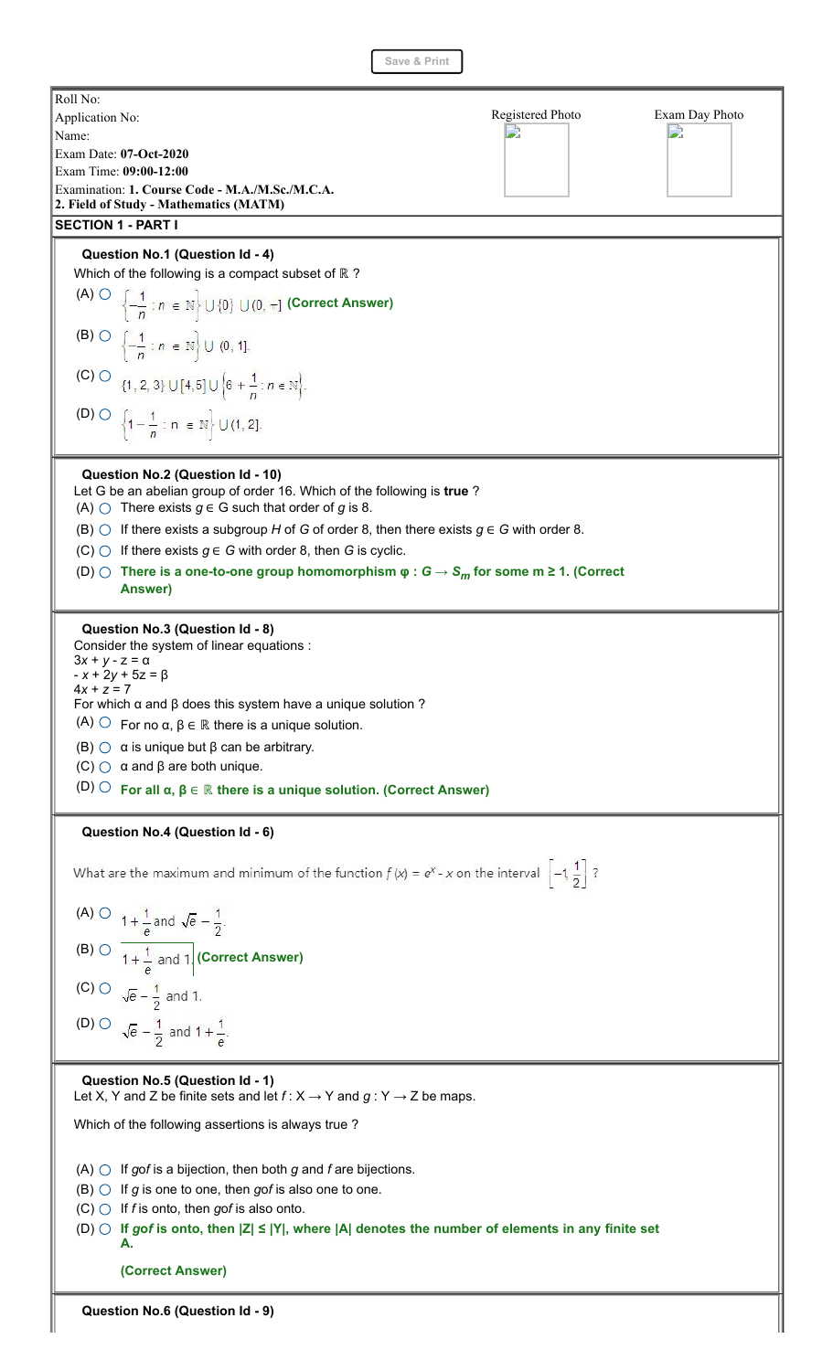Save & Print

Roll No:
Application No:
Name:
Exam Date: **07-Oct-2020**
Exam Time: **09:00-12:00**
Examination: **1. Course Code - M.A./M.Sc./M.C.A.**
**2. Field of Study - Mathematics (MATM)**

Registered Photo | Exam Day Photo

## SECTION 1 - PART I

**Question No.1 (Question Id - 4)**

Which of the following is a compact subset of $\mathbb{R}$ ?

(A) $\left\{-\frac{1}{n} : n \in \mathbb{N}\right\} \cup \{0\} \cup (0, -]$ **(Correct Answer)**

(B) $\left\{-\frac{1}{n} : n \in \mathbb{N}\right\} \cup (0, 1]$.

(C) $\{1, 2, 3\} \cup [4, 5] \cup \left\{6 + \frac{1}{n} : n \in \mathbb{N}\right\}$.

(D) $\left\{1 - \frac{1}{n} : n \in \mathbb{N}\right\} \cup (1, 2]$.

**Question No.2 (Question Id - 10)**

Let G be an abelian group of order 16. Which of the following is **true** ?

(A) There exists $g \in G$ such that order of $g$ is 8.

(B) If there exists a subgroup $H$ of $G$ of order 8, then there exists $g \in G$ with order 8.

(C) If there exists $g \in G$ with order 8, then $G$ is cyclic.

(D) **There is a one-to-one group homomorphism $\varphi : G \to S_m$ for some $m \geq 1$. (Correct Answer)**

**Question No.3 (Question Id - 8)**

Consider the system of linear equations :

$3x + y - z = \alpha$

$-x + 2y + 5z = \beta$

$4x + z = 7$

For which $\alpha$ and $\beta$ does this system have a unique solution ?

(A) For no $\alpha, \beta \in \mathbb{R}$ there is a unique solution.

(B) $\alpha$ is unique but $\beta$ can be arbitrary.

(C) $\alpha$ and $\beta$ are both unique.

(D) **For all $\alpha, \beta \in \mathbb{R}$ there is a unique solution. (Correct Answer)**

**Question No.4 (Question Id - 6)**

What are the maximum and minimum of the function $f(x) = e^x - x$ on the interval $\left[-1, \frac{1}{2}\right]$ ?

(A) $1 + \frac{1}{e}$ and $\sqrt{e} - \frac{1}{2}$.

(B) $1 + \frac{1}{e}$ and 1 **(Correct Answer)**

(C) $\sqrt{e} - \frac{1}{2}$ and 1.

(D) $\sqrt{e} - \frac{1}{2}$ and $1 + \frac{1}{e}$.

**Question No.5 (Question Id - 1)**

Let X, Y and Z be finite sets and let $f : X \to Y$ and $g : Y \to Z$ be maps.

Which of the following assertions is always true ?

(A) If $gof$ is a bijection, then both $g$ and $f$ are bijections.

(B) If $g$ is one to one, then $gof$ is also one to one.

(C) If $f$ is onto, then $gof$ is also onto.

(D) **If $gof$ is onto, then $|Z| \leq |Y|$, where $|A|$ denotes the number of elements in any finite set A.**

**(Correct Answer)**

**Question No.6 (Question Id - 9)**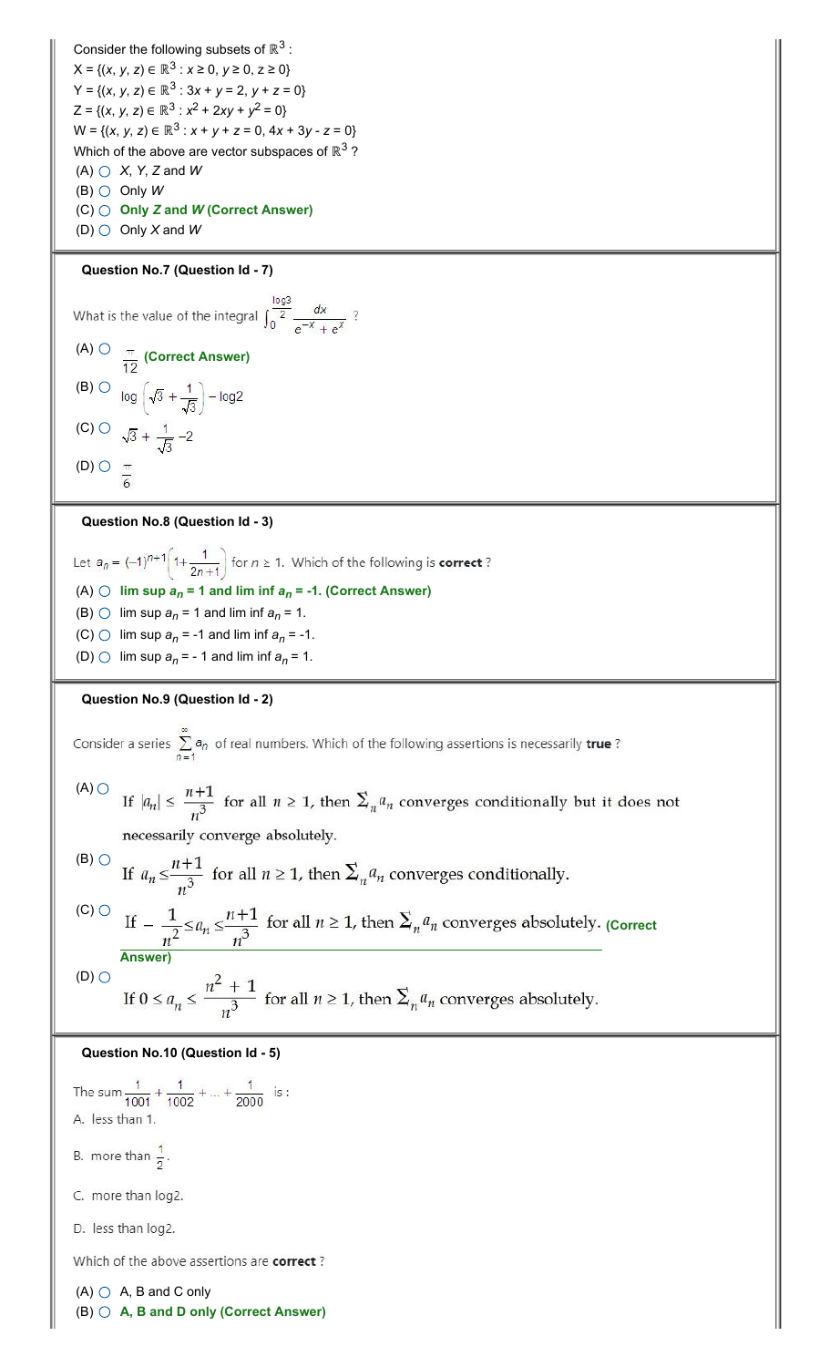Consider the following subsets of $\mathbb{R}^3$ :

$X = \{(x, y, z) \in \mathbb{R}^3 : x \geq 0, y \geq 0, z \geq 0\}$

$Y = \{(x, y, z) \in \mathbb{R}^3 : 3x + y = 2, y + z = 0\}$

$Z = \{(x, y, z) \in \mathbb{R}^3 : x^2 + 2xy + y^2 = 0\}$

$W = \{(x, y, z) \in \mathbb{R}^3 : x + y + z = 0, 4x + 3y - z = 0\}$

Which of the above are vector subspaces of $\mathbb{R}^3$ ?

(A) ○ $X$, $Y$, $Z$ and $W$

(B) ○ Only $W$

(C) ○ **Only $Z$ and $W$ (Correct Answer)**

(D) ○ Only $X$ and $W$

**Question No.7 (Question Id - 7)**

What is the value of the integral $\int_0^{\frac{\log 3}{2}} \frac{dx}{e^{-x} + e^x}$ ?

(A) ○ $\frac{\pi}{12}$ **(Correct Answer)**

(B) ○ $\log\left(\sqrt{3} + \frac{1}{\sqrt{3}}\right) - \log 2$

(C) ○ $\sqrt{3} + \frac{1}{\sqrt{3}} - 2$

(D) ○ $\frac{\pi}{6}$

**Question No.8 (Question Id - 3)**

Let $a_n = (-1)^{n+1}\left(1 + \frac{1}{2n+1}\right)$ for $n \geq 1$. Which of the following is **correct** ?

(A) ○ **lim sup $a_n$ = 1 and lim inf $a_n$ = -1. (Correct Answer)**

(B) ○ lim sup $a_n$ = 1 and lim inf $a_n$ = 1.

(C) ○ lim sup $a_n$ = -1 and lim inf $a_n$ = -1.

(D) ○ lim sup $a_n$ = - 1 and lim inf $a_n$ = 1.

**Question No.9 (Question Id - 2)**

Consider a series $\sum_{n=1}^{\infty} a_n$ of real numbers. Which of the following assertions is necessarily **true** ?

(A) ○ If $|a_n| \leq \frac{n+1}{n^3}$ for all $n \geq 1$, then $\sum_n a_n$ converges conditionally but it does not necessarily converge absolutely.

(B) ○ If $a_n \leq \frac{n+1}{n^3}$ for all $n \geq 1$, then $\sum_n a_n$ converges conditionally.

(C) ○ If $-\frac{1}{n^2} \leq a_n \leq \frac{n+1}{n^3}$ for all $n \geq 1$, then $\sum_n a_n$ converges absolutely. **(Correct Answer)**

(D) ○ If $0 \leq a_n \leq \frac{n^2+1}{n^3}$ for all $n \geq 1$, then $\sum_n a_n$ converges absolutely.

**Question No.10 (Question Id - 5)**

The sum $\frac{1}{1001} + \frac{1}{1002} + \dots + \frac{1}{2000}$ is :

A. less than 1.

B. more than $\frac{1}{2}$.

C. more than log2.

D. less than log2.

Which of the above assertions are **correct** ?

(A) ○ A, B and C only

(B) ○ **A, B and D only (Correct Answer)**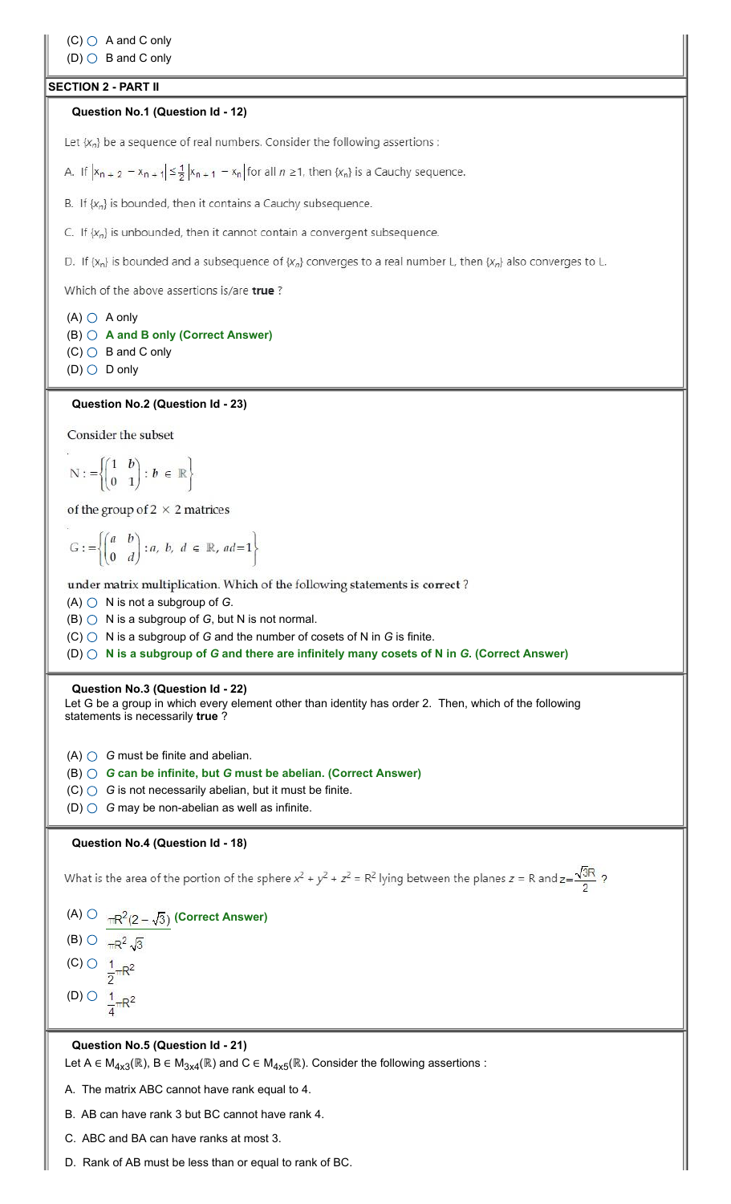(C) ○ A and C only

(D) ○ B and C only

## SECTION 2 - PART II

### Question No.1 (Question Id - 12)

Let $\{x_n\}$ be a sequence of real numbers. Consider the following assertions :

A. If $\left|x_{n+2} - x_{n+1}\right| \leq \frac{1}{2}\left|x_{n+1} - x_n\right|$ for all $n \geq 1$, then $\{x_n\}$ is a Cauchy sequence.

B. If $\{x_n\}$ is bounded, then it contains a Cauchy subsequence.

C. If $\{x_n\}$ is unbounded, then it cannot contain a convergent subsequence.

D. If $\{x_n\}$ is bounded and a subsequence of $\{x_n\}$ converges to a real number L, then $\{x_n\}$ also converges to L.

Which of the above assertions is/are **true** ?

(A) ○ A only

(B) ○ **A and B only (Correct Answer)**

(C) ○ B and C only

(D) ○ D only

### Question No.2 (Question Id - 23)

Consider the subset

$$\mathrm{N} := \left\{ \begin{pmatrix} 1 & b \\ 0 & 1 \end{pmatrix} : b \in \mathbb{R} \right\}$$

of the group of $2 \times 2$ matrices

$$G := \left\{ \begin{pmatrix} a & b \\ 0 & d \end{pmatrix} : a,\ b,\ d \in \mathbb{R},\ ad = 1 \right\}$$

under matrix multiplication. Which of the following statements is correct ?

(A) ○ N is not a subgroup of *G*.

(B) ○ N is a subgroup of *G*, but N is not normal.

(C) ○ N is a subgroup of *G* and the number of cosets of N in *G* is finite.

(D) ○ **N is a subgroup of *G* and there are infinitely many cosets of N in *G*. (Correct Answer)**

### Question No.3 (Question Id - 22)

Let G be a group in which every element other than identity has order 2. Then, which of the following statements is necessarily **true** ?

(A) ○ *G* must be finite and abelian.

(B) ○ ***G* can be infinite, but *G* must be abelian. (Correct Answer)**

(C) ○ *G* is not necessarily abelian, but it must be finite.

(D) ○ *G* may be non-abelian as well as infinite.

### Question No.4 (Question Id - 18)

What is the area of the portion of the sphere $x^2 + y^2 + z^2 = R^2$ lying between the planes $z = R$ and $z = \frac{\sqrt{3}R}{2}$ ?

(A) ○ $\pi R^2(2 - \sqrt{3})$ **(Correct Answer)**

(B) ○ $\pi R^2 \sqrt{3}$

(C) ○ $\frac{1}{2}\pi R^2$

(D) ○ $\frac{1}{4}\pi R^2$

### Question No.5 (Question Id - 21)

Let $A \in M_{4 \times 3}(\mathbb{R})$, $B \in M_{3 \times 4}(\mathbb{R})$ and $C \in M_{4 \times 5}(\mathbb{R})$. Consider the following assertions :

A. The matrix ABC cannot have rank equal to 4.

B. AB can have rank 3 but BC cannot have rank 4.

C. ABC and BA can have ranks at most 3.

D. Rank of AB must be less than or equal to rank of BC.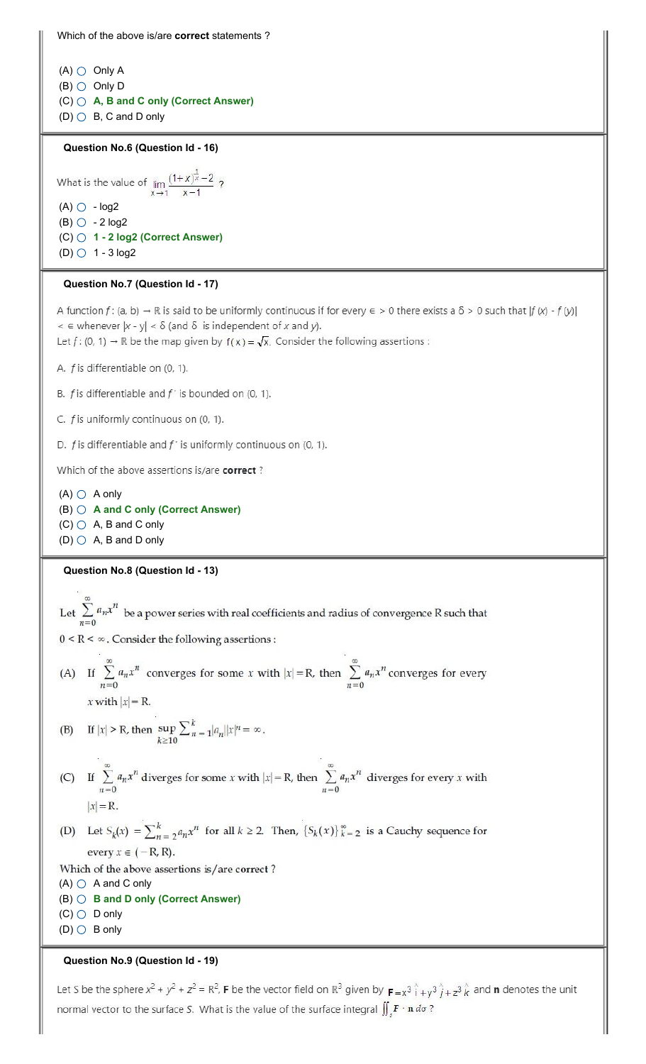Which of the above is/are **correct** statements ?

(A) Only A
(B) Only D
(C) **A, B and C only (Correct Answer)**
(D) B, C and D only

### Question No.6 (Question Id - 16)

What is the value of $\lim_{x \to 1} \frac{(1+x)^{\frac{1}{x}} - 2}{x-1}$ ?

(A) - log2
(B) - 2 log2
(C) **1 - 2 log2 (Correct Answer)**
(D) 1 - 3 log2

### Question No.7 (Question Id - 17)

A function $f$: (a, b) → ℝ is said to be uniformly continuous if for every ∈ > 0 there exists a δ > 0 such that $|f(x) - f(y)| < \epsilon$ whenever $|x - y| < \delta$ (and δ is independent of $x$ and $y$).
Let $f$: (0, 1) → ℝ be the map given by $f(x) = \sqrt{x}$. Consider the following assertions :

A. $f$ is differentiable on (0, 1).

B. $f$ is differentiable and $f'$ is bounded on (0, 1).

C. $f$ is uniformly continuous on (0, 1).

D. $f$ is differentiable and $f'$ is uniformly continuous on (0, 1).

Which of the above assertions is/are **correct** ?

(A) A only
(B) **A and C only (Correct Answer)**
(C) A, B and C only
(D) A, B and D only

### Question No.8 (Question Id - 13)

Let $\sum_{n=0}^{\infty} a_n x^n$ be a power series with real coefficients and radius of convergence R such that $0 < R < \infty$. Consider the following assertions :

(A) If $\sum_{n=0}^{\infty} a_n x^n$ converges for some $x$ with $|x| = R$, then $\sum_{n=0}^{\infty} a_n x^n$ converges for every $x$ with $|x| = R$.

(B) If $|x| > R$, then $\sup_{k \geq 10} \sum_{n=1}^{k} |a_n| |x|^n = \infty$.

(C) If $\sum_{n=0}^{\infty} a_n x^n$ diverges for some $x$ with $|x| = R$, then $\sum_{n=0}^{\infty} a_n x^n$ diverges for every $x$ with $|x| = R$.

(D) Let $S_k(x) = \sum_{n=2}^{k} a_n x^n$ for all $k \geq 2$. Then, $\{S_k(x)\}_{k=2}^{\infty}$ is a Cauchy sequence for every $x \in (-R, R)$.

Which of the above assertions is/are correct ?

(A) A and C only
(B) **B and D only (Correct Answer)**
(C) D only
(D) B only

### Question No.9 (Question Id - 19)

Let S be the sphere $x^2 + y^2 + z^2 = R^2$, **F** be the vector field on $\mathbb{R}^3$ given by $\mathbf{F} = x^3 \hat{i} + y^3 \hat{j} + z^3 \hat{k}$ and **n** denotes the unit normal vector to the surface S. What is the value of the surface integral $\iint_S \mathbf{F} \cdot \mathbf{n} \, d\sigma$ ?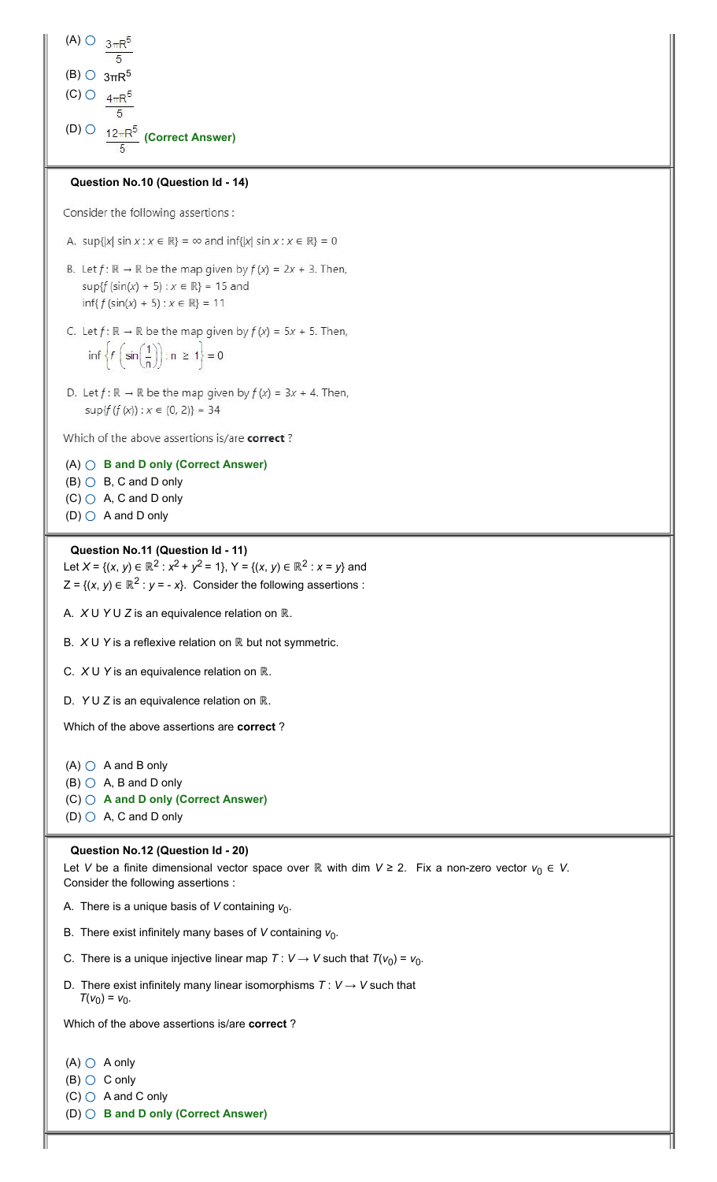(A) ○ $\frac{3\pi R^5}{5}$

(B) ○ $3\pi R^5$

(C) ○ $\frac{4\pi R^5}{5}$

(D) ○ $\frac{12\pi R^5}{5}$ **(Correct Answer)**

**Question No.10 (Question Id - 14)**

Consider the following assertions :

A. $\sup\{|x| \sin x : x \in \mathbb{R}\} = \infty$ and $\inf\{|x| \sin x : x \in \mathbb{R}\} = 0$

B. Let $f : \mathbb{R} \to \mathbb{R}$ be the map given by $f(x) = 2x + 3$. Then, $\sup\{f(\sin(x) + 5) : x \in \mathbb{R}\} = 15$ and $\inf\{f(\sin(x) + 5) : x \in \mathbb{R}\} = 11$

C. Let $f : \mathbb{R} \to \mathbb{R}$ be the map given by $f(x) = 5x + 5$. Then, $\inf\left\{f\left(\sin\left(\frac{1}{n}\right)\right) : n \geq 1\right\} = 0$

D. Let $f : \mathbb{R} \to \mathbb{R}$ be the map given by $f(x) = 3x + 4$. Then, $\sup\{f(f(x)) : x \in (0, 2)\} = 34$

Which of the above assertions is/are **correct** ?

(A) ○ **B and D only (Correct Answer)**

(B) ○ B, C and D only

(C) ○ A, C and D only

(D) ○ A and D only

**Question No.11 (Question Id - 11)**

Let $X = \{(x, y) \in \mathbb{R}^2 : x^2 + y^2 = 1\}$, $Y = \{(x, y) \in \mathbb{R}^2 : x = y\}$ and $Z = \{(x, y) \in \mathbb{R}^2 : y = -x\}$. Consider the following assertions :

A. $X \cup Y \cup Z$ is an equivalence relation on $\mathbb{R}$.

B. $X \cup Y$ is a reflexive relation on $\mathbb{R}$ but not symmetric.

C. $X \cup Y$ is an equivalence relation on $\mathbb{R}$.

D. $Y \cup Z$ is an equivalence relation on $\mathbb{R}$.

Which of the above assertions are **correct** ?

(A) ○ A and B only

(B) ○ A, B and D only

(C) ○ **A and D only (Correct Answer)**

(D) ○ A, C and D only

**Question No.12 (Question Id - 20)**

Let $V$ be a finite dimensional vector space over $\mathbb{R}$ with $\dim V \geq 2$. Fix a non-zero vector $v_0 \in V$. Consider the following assertions :

A. There is a unique basis of $V$ containing $v_0$.

B. There exist infinitely many bases of $V$ containing $v_0$.

C. There is a unique injective linear map $T : V \to V$ such that $T(v_0) = v_0$.

D. There exist infinitely many linear isomorphisms $T : V \to V$ such that $T(v_0) = v_0$.

Which of the above assertions is/are **correct** ?

(A) ○ A only

(B) ○ C only

(C) ○ A and C only

(D) ○ **B and D only (Correct Answer)**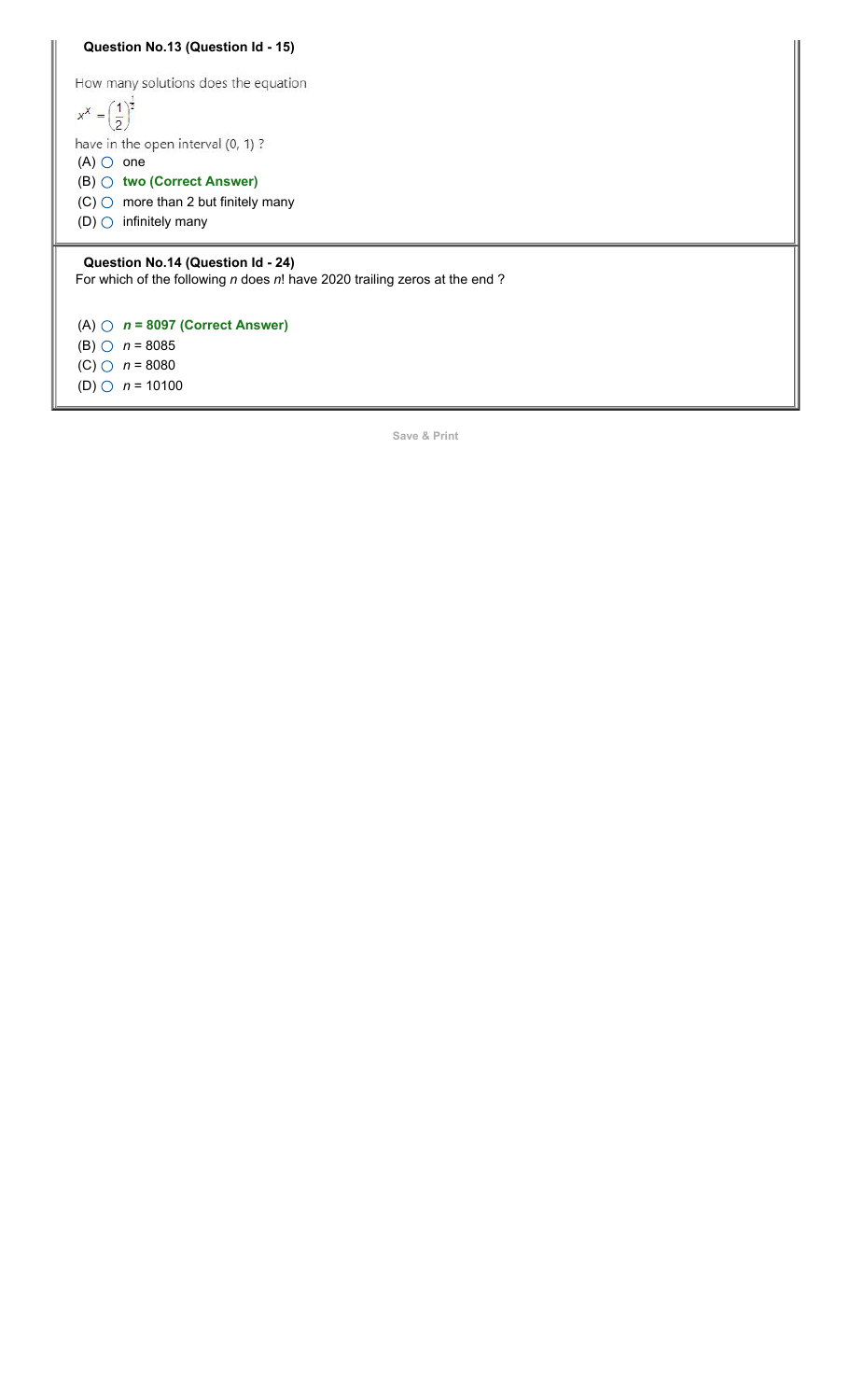**Question No.13 (Question Id - 15)**

How many solutions does the equation

$$x^x = \left(\frac{1}{2}\right)^{\frac{1}{2}}$$

have in the open interval (0, 1) ?

(A) ○ one

(B) ○ **two (Correct Answer)**

(C) ○ more than 2 but finitely many

(D) ○ infinitely many

**Question No.14 (Question Id - 24)**

For which of the following $n$ does $n!$ have 2020 trailing zeros at the end ?

(A) ○ ***n* = 8097 (Correct Answer)**

(B) ○ $n$ = 8085

(C) ○ $n$ = 8080

(D) ○ $n$ = 10100

Save & Print